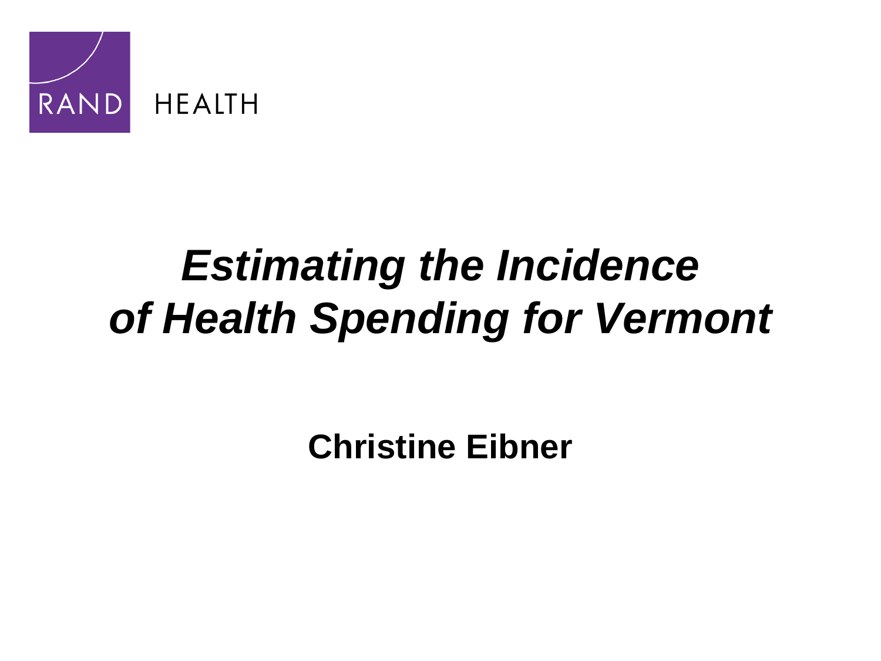RAND HEALTH

# *Estimating the Incidence of Health Spending for Vermont*

**Christine Eibner**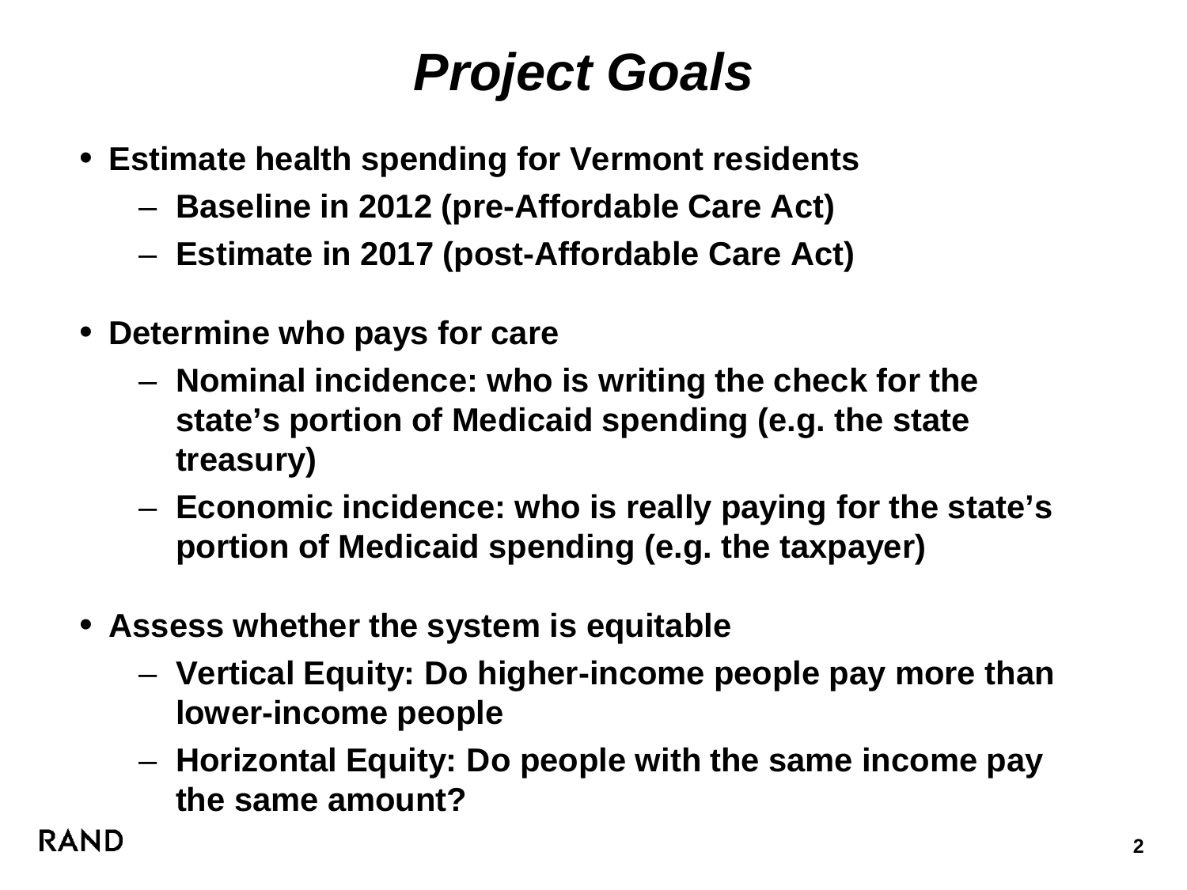# *Project Goals*

- **Estimate health spending for Vermont residents**
  - **Baseline in 2012 (pre-Affordable Care Act)**
  - **Estimate in 2017 (post-Affordable Care Act)**

- **Determine who pays for care**
  - **Nominal incidence: who is writing the check for the state's portion of Medicaid spending (e.g. the state treasury)**
  - **Economic incidence: who is really paying for the state's portion of Medicaid spending (e.g. the taxpayer)**

- **Assess whether the system is equitable**
  - **Vertical Equity: Do higher-income people pay more than lower-income people**
  - **Horizontal Equity: Do people with the same income pay the same amount?**

RAND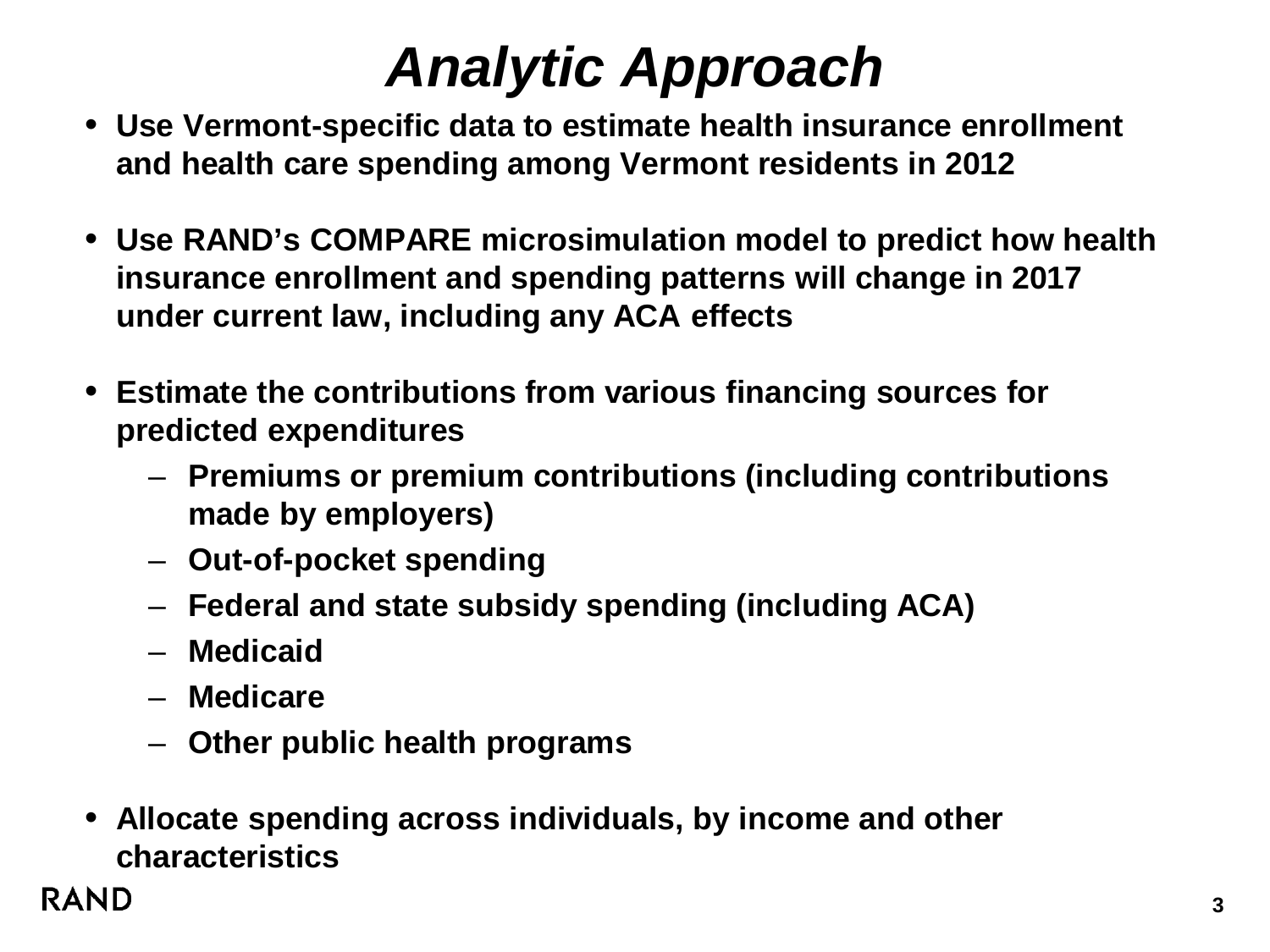# *Analytic Approach*

- **Use Vermont-specific data to estimate health insurance enrollment and health care spending among Vermont residents in 2012**
- **Use RAND's COMPARE microsimulation model to predict how health insurance enrollment and spending patterns will change in 2017 under current law, including any ACA effects**
- **Estimate the contributions from various financing sources for predicted expenditures**
  - **Premiums or premium contributions (including contributions made by employers)**
  - **Out-of-pocket spending**
  - **Federal and state subsidy spending (including ACA)**
  - **Medicaid**
  - **Medicare**
  - **Other public health programs**
- **Allocate spending across individuals, by income and other characteristics**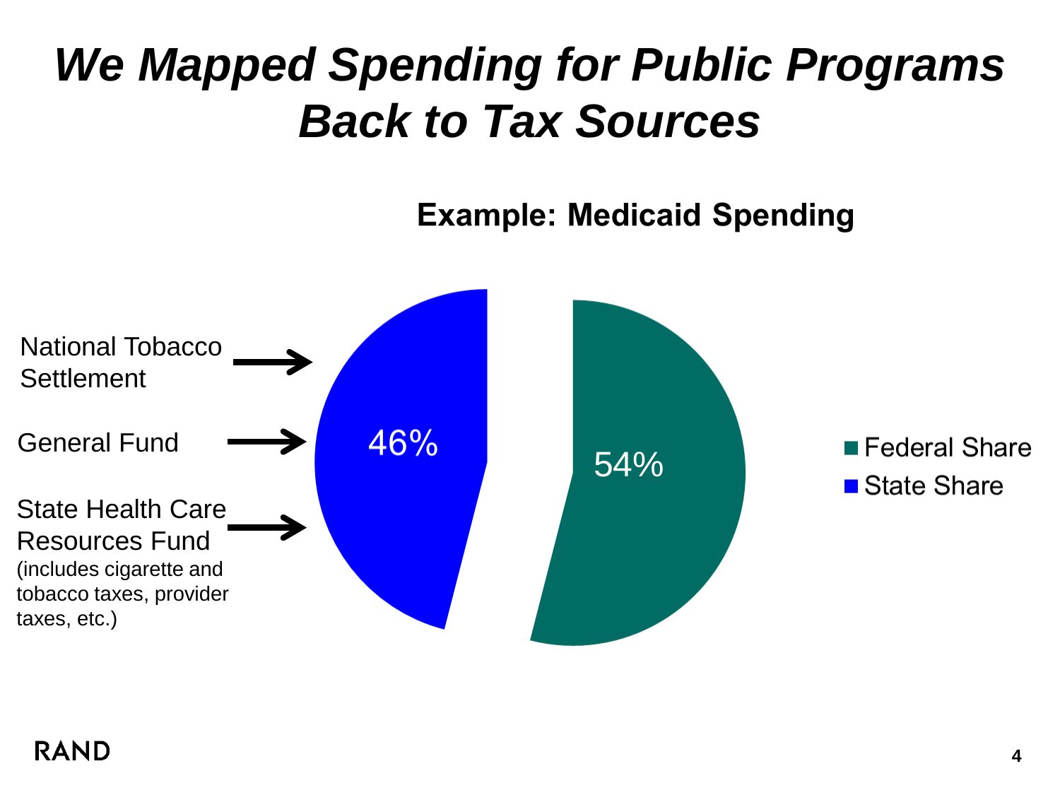# *We Mapped Spending for Public Programs Back to Tax Sources*

**Example: Medicaid Spending**

| | Share |
|---|---|
| Federal Share | 54% |
| State Share | 46% |

Sources of State Share:

- National Tobacco Settlement
- General Fund
- State Health Care Resources Fund (includes cigarette and tobacco taxes, provider taxes, etc.)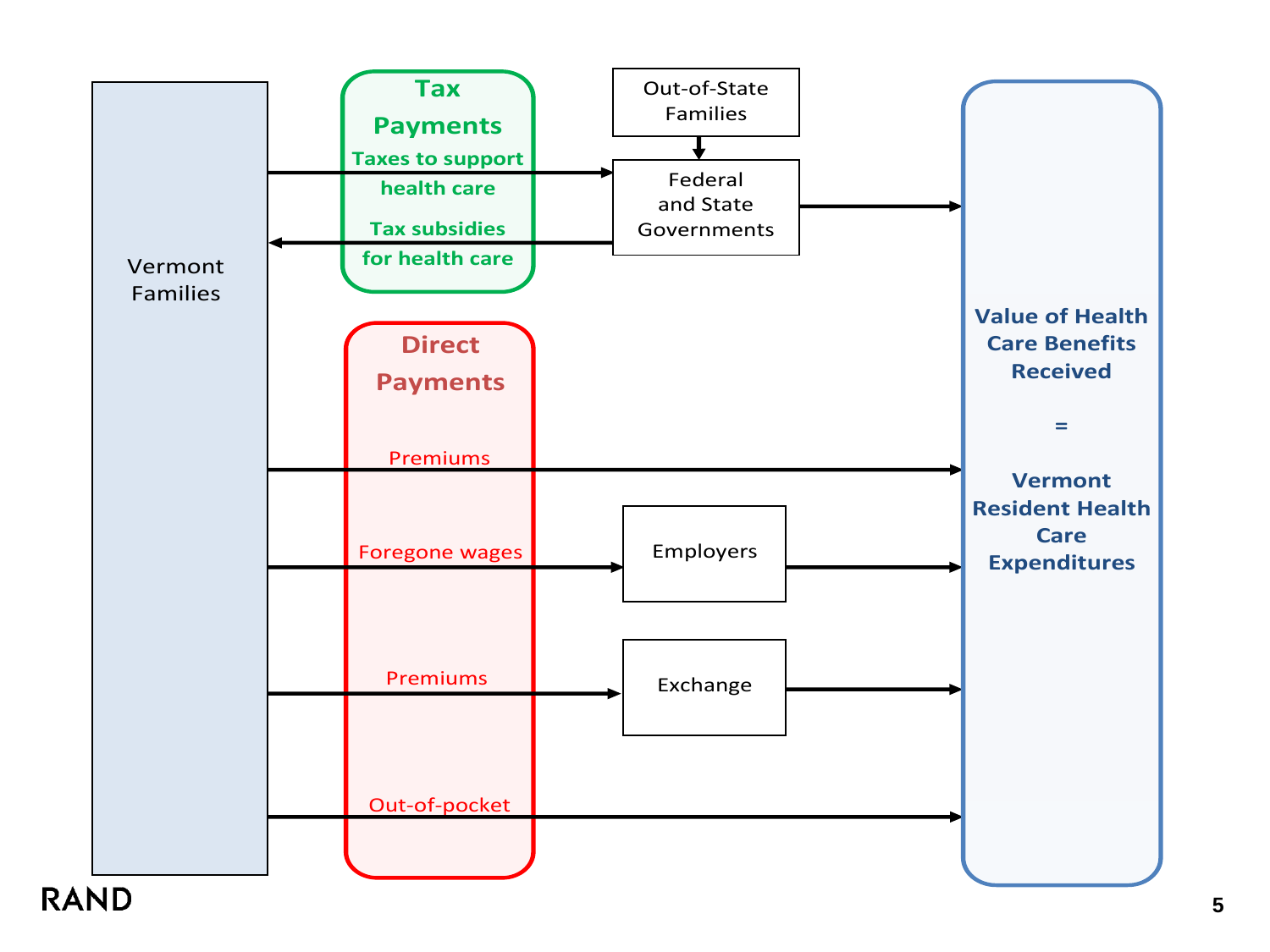Vermont Families

**Tax Payments**

- Taxes to support health care
- Tax subsidies for health care

Out-of-State Families

Federal and State Governments

**Direct Payments**

- Premiums
- Foregone wages
- Premiums
- Out-of-pocket

Employers

Exchange

**Value of Health Care Benefits Received**

**=**

**Vermont Resident Health Care Expenditures**

RAND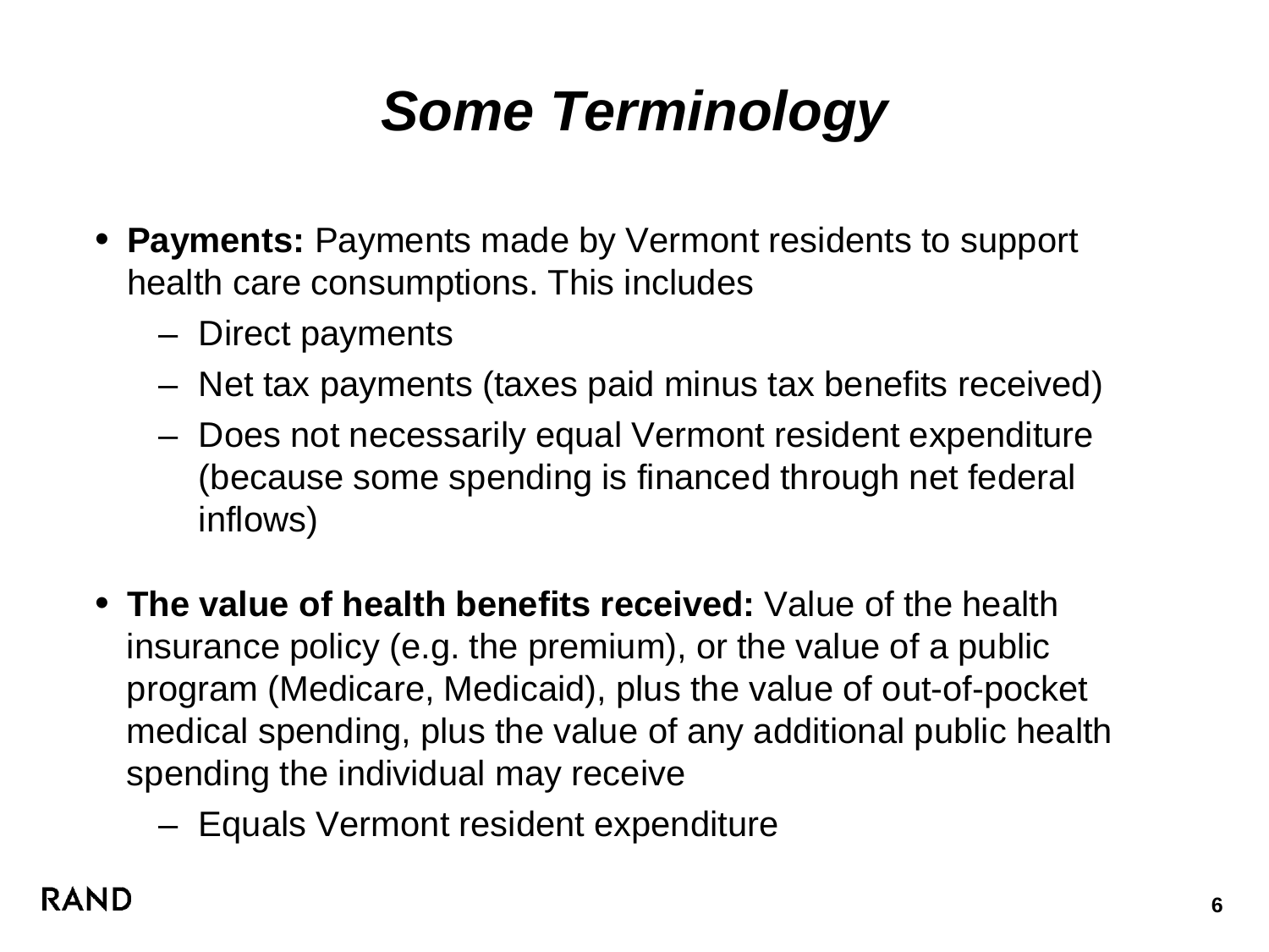# *Some Terminology*

- **Payments:** Payments made by Vermont residents to support health care consumptions. This includes
  - Direct payments
  - Net tax payments (taxes paid minus tax benefits received)
  - Does not necessarily equal Vermont resident expenditure (because some spending is financed through net federal inflows)

- **The value of health benefits received:** Value of the health insurance policy (e.g. the premium), or the value of a public program (Medicare, Medicaid), plus the value of out-of-pocket medical spending, plus the value of any additional public health spending the individual may receive
  - Equals Vermont resident expenditure

RAND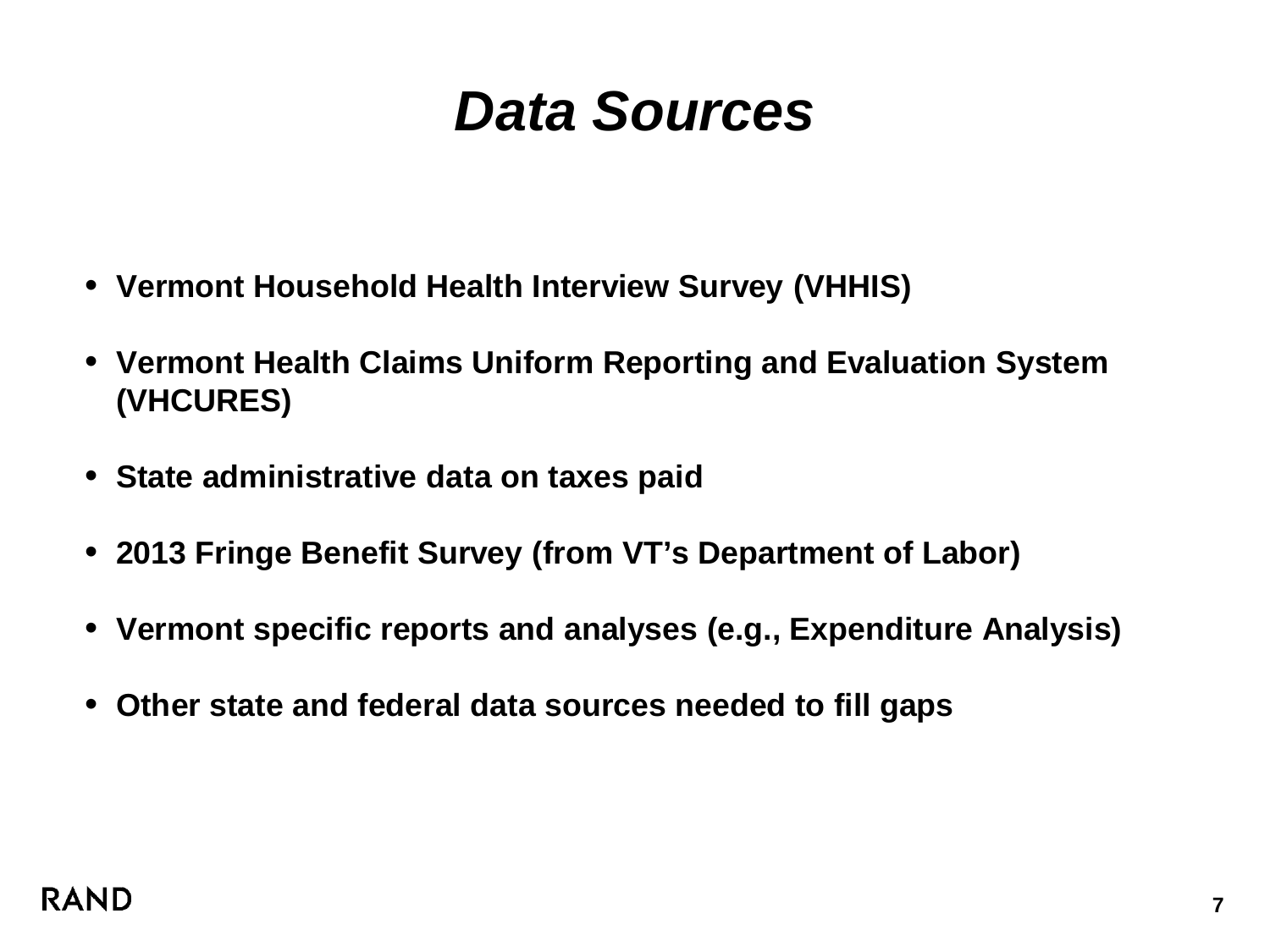# *Data Sources*

- **Vermont Household Health Interview Survey (VHHIS)**
- **Vermont Health Claims Uniform Reporting and Evaluation System (VHCURES)**
- **State administrative data on taxes paid**
- **2013 Fringe Benefit Survey (from VT's Department of Labor)**
- **Vermont specific reports and analyses (e.g., Expenditure Analysis)**
- **Other state and federal data sources needed to fill gaps**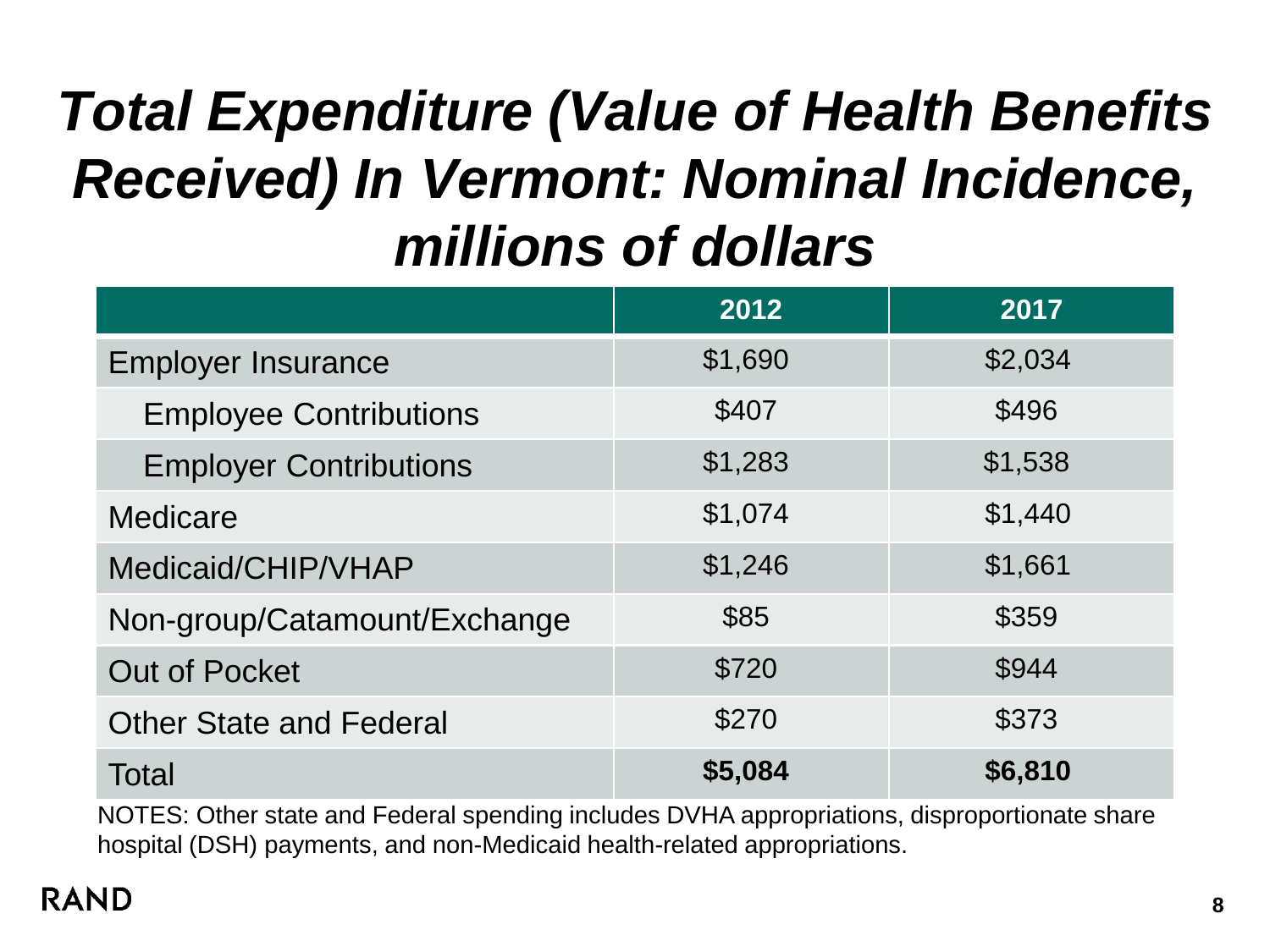# *Total Expenditure (Value of Health Benefits Received) In Vermont: Nominal Incidence, millions of dollars*

| | 2012 | 2017 |
|---|---|---|
| Employer Insurance | $1,690 | $2,034 |
| Employee Contributions | $407 | $496 |
| Employer Contributions | $1,283 | $1,538 |
| Medicare | $1,074 | $1,440 |
| Medicaid/CHIP/VHAP | $1,246 | $1,661 |
| Non-group/Catamount/Exchange | $85 | $359 |
| Out of Pocket | $720 | $944 |
| Other State and Federal | $270 | $373 |
| Total | **$5,084** | **$6,810** |

NOTES: Other state and Federal spending includes DVHA appropriations, disproportionate share hospital (DSH) payments, and non-Medicaid health-related appropriations.

RAND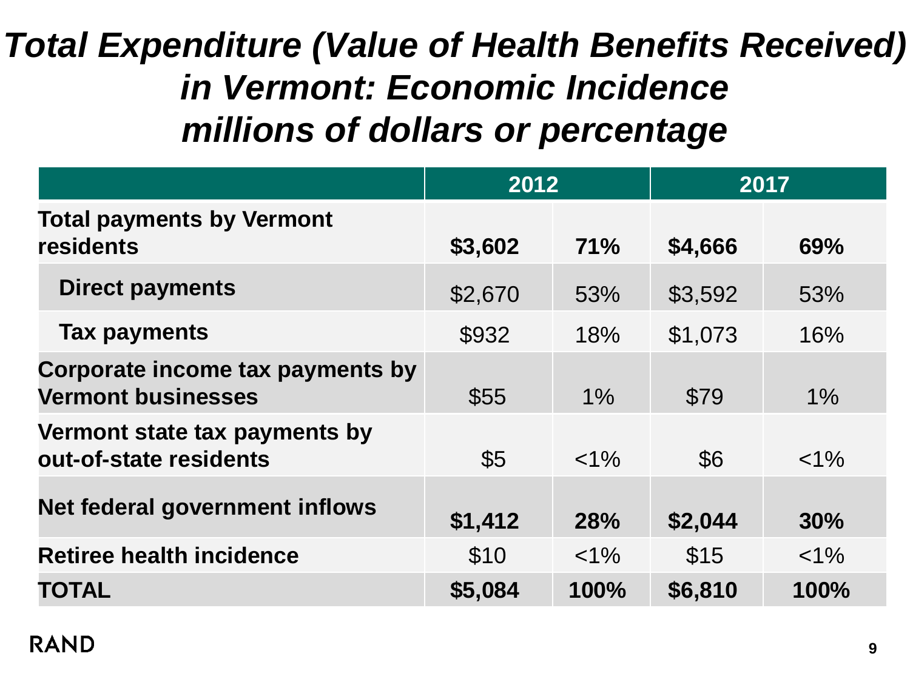# *Total Expenditure (Value of Health Benefits Received) in Vermont: Economic Incidence millions of dollars or percentage*

| | 2012 | | 2017 | |
|---|---|---|---|---|
| **Total payments by Vermont residents** | **$3,602** | **71%** | **$4,666** | **69%** |
| **Direct payments** | $2,670 | 53% | $3,592 | 53% |
| **Tax payments** | $932 | 18% | $1,073 | 16% |
| **Corporate income tax payments by Vermont businesses** | $55 | 1% | $79 | 1% |
| **Vermont state tax payments by out-of-state residents** | $5 | <1% | $6 | <1% |
| **Net federal government inflows** | **$1,412** | **28%** | **$2,044** | **30%** |
| **Retiree health incidence** | $10 | <1% | $15 | <1% |
| **TOTAL** | **$5,084** | **100%** | **$6,810** | **100%** |

RAND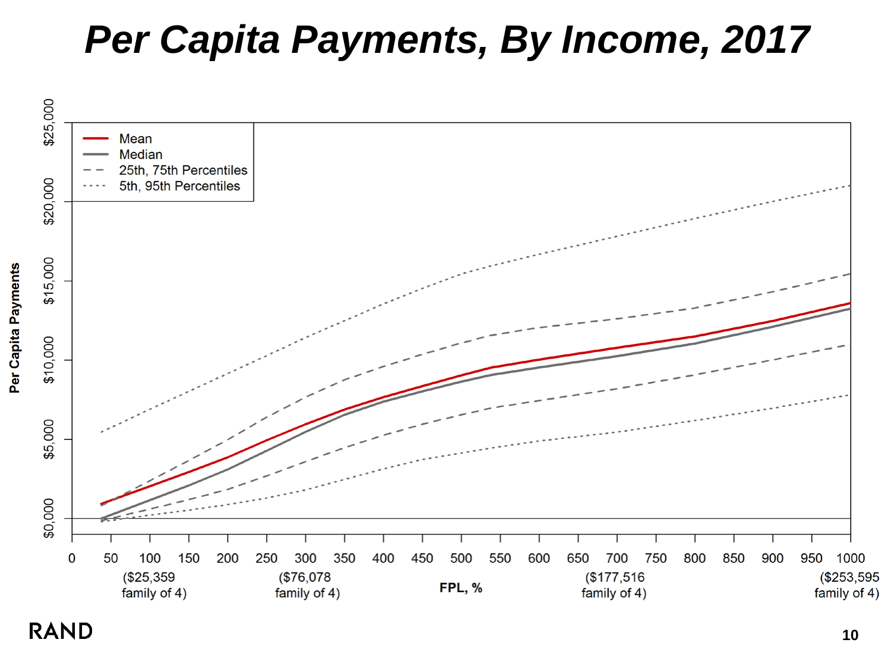# *Per Capita Payments, By Income, 2017*

Legend:
- Mean
- Median
- 25th, 75th Percentiles
- 5th, 95th Percentiles

Per Capita Payments: $0,000, $5,000, $10,000, $15,000, $20,000, $25,000

FPL, %: 0, 50, 100, 150, 200, 250, 300, 350, 400, 450, 500, 550, 600, 650, 700, 750, 800, 850, 900, 950, 1000

($25,359 family of 4) ($76,078 family of 4) ($177,516 family of 4) ($253,595 family of 4)

RAND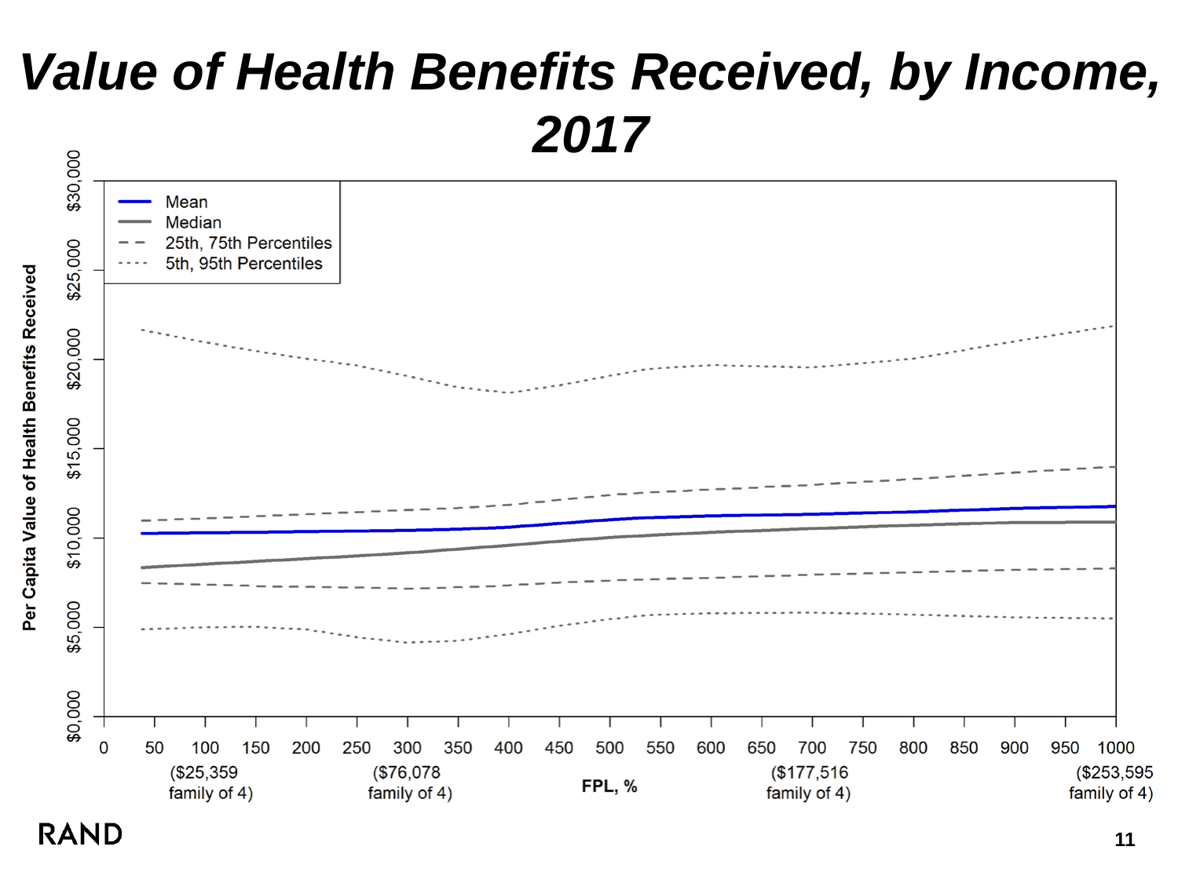# *Value of Health Benefits Received, by Income, 2017*

Per Capita Value of Health Benefits Received

$30,000
$25,000
$20,000
$15,000
$10,000
$5,000
$0,000

- Mean
- Median
- 25th, 75th Percentiles
- 5th, 95th Percentiles

0 50 100 150 200 250 300 350 400 450 500 550 600 650 700 750 800 850 900 950 1000

($25,359 family of 4) ($76,078 family of 4) **FPL, %** ($177,516 family of 4) ($253,595 family of 4)

RAND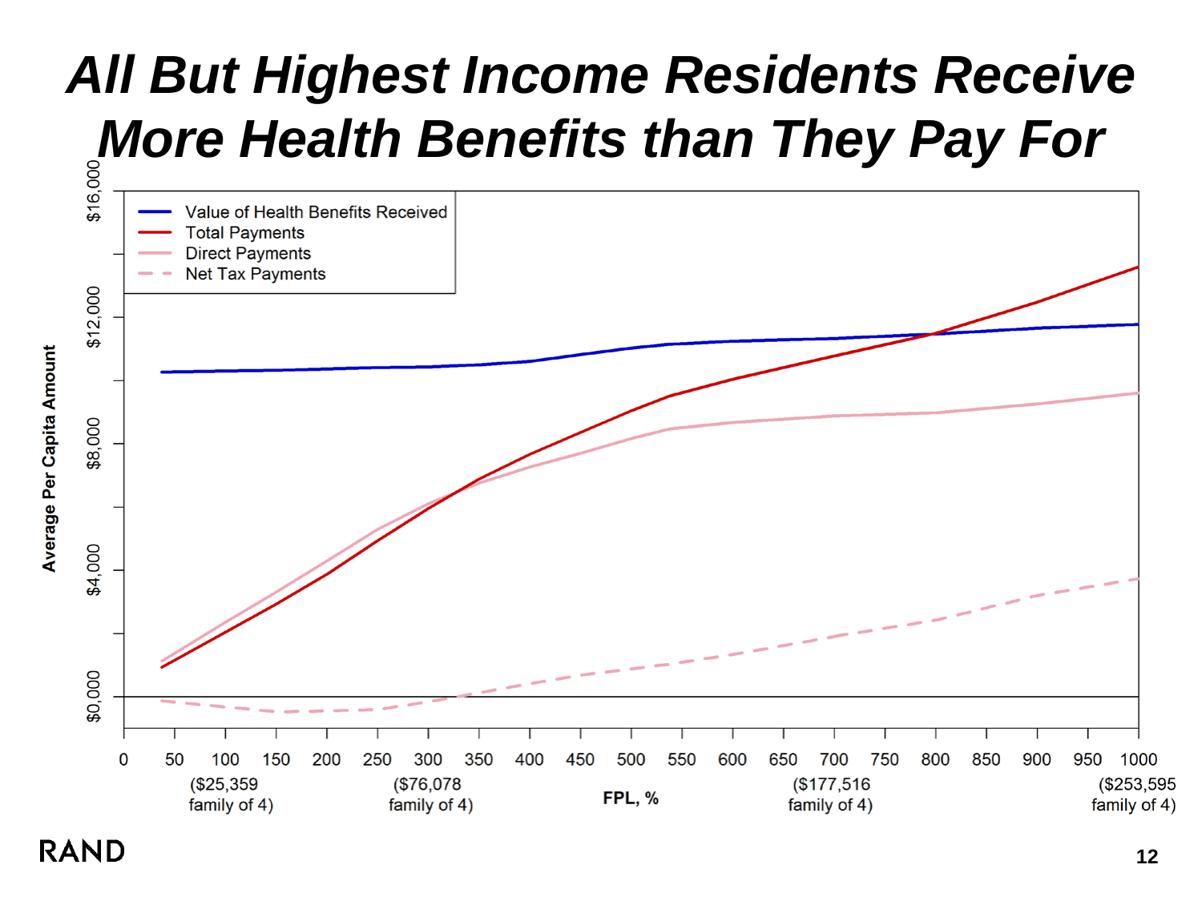# All But Highest Income Residents Receive More Health Benefits than They Pay For

Average Per Capita Amount

$16,000
$12,000
$8,000
$4,000
$0,000

- Value of Health Benefits Received
- Total Payments
- Direct Payments
- Net Tax Payments

0 50 100 150 200 250 300 350 400 450 500 550 600 650 700 750 800 850 900 950 1000

($25,359 family of 4) ($76,078 family of 4) ($177,516 family of 4) ($253,595 family of 4)

FPL, %

RAND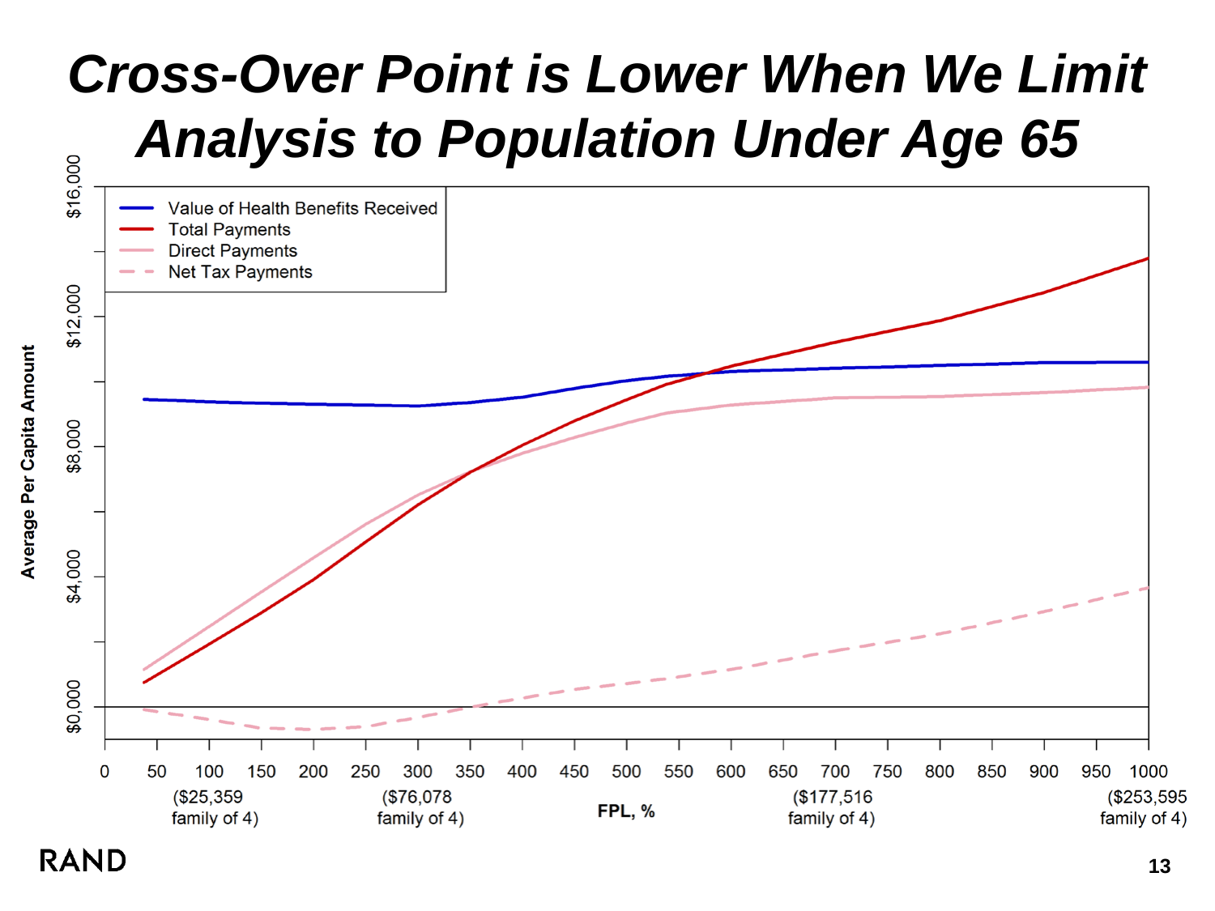# Cross-Over Point is Lower When We Limit Analysis to Population Under Age 65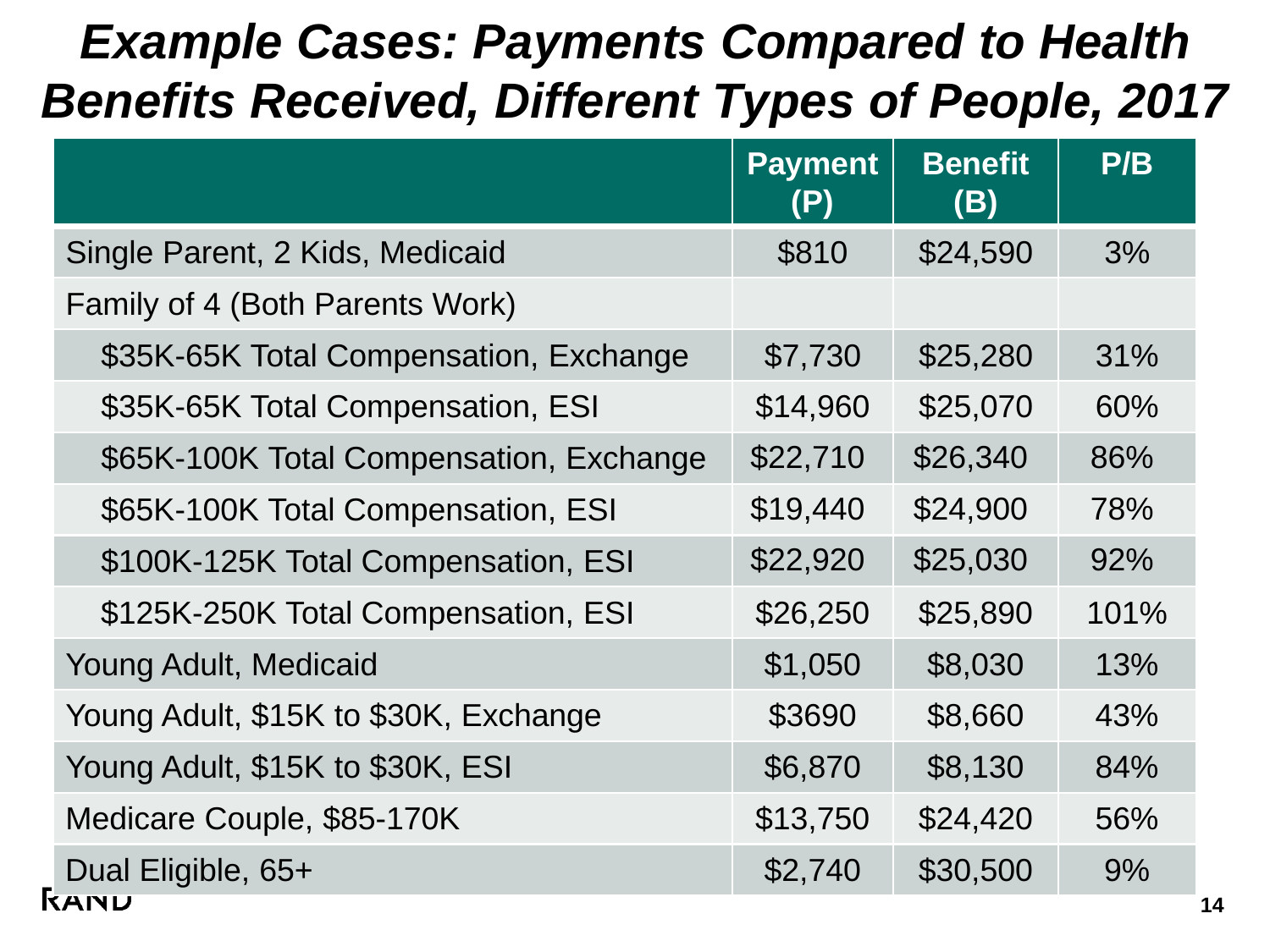# Example Cases: Payments Compared to Health Benefits Received, Different Types of People, 2017

| | Payment (P) | Benefit (B) | P/B |
|---|---|---|---|
| Single Parent, 2 Kids, Medicaid | $810 | $24,590 | 3% |
| Family of 4 (Both Parents Work) | | | |
| $35K-65K Total Compensation, Exchange | $7,730 | $25,280 | 31% |
| $35K-65K Total Compensation, ESI | $14,960 | $25,070 | 60% |
| $65K-100K Total Compensation, Exchange | $22,710 | $26,340 | 86% |
| $65K-100K Total Compensation, ESI | $19,440 | $24,900 | 78% |
| $100K-125K Total Compensation, ESI | $22,920 | $25,030 | 92% |
| $125K-250K Total Compensation, ESI | $26,250 | $25,890 | 101% |
| Young Adult, Medicaid | $1,050 | $8,030 | 13% |
| Young Adult, $15K to $30K, Exchange | $3690 | $8,660 | 43% |
| Young Adult, $15K to $30K, ESI | $6,870 | $8,130 | 84% |
| Medicare Couple, $85-170K | $13,750 | $24,420 | 56% |
| Dual Eligible, 65+ | $2,740 | $30,500 | 9% |

RAND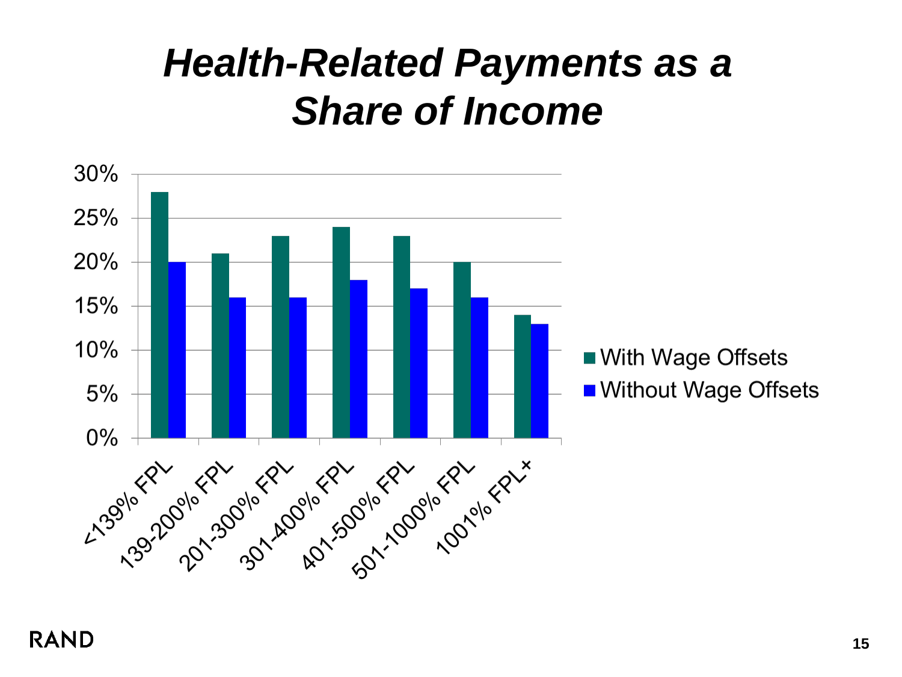# *Health-Related Payments as a Share of Income*

| | With Wage Offsets | Without Wage Offsets |
|---|---|---|
| <139% FPL | 28% | 20% |
| 139-200% FPL | 21% | 16% |
| 201-300% FPL | 23% | 16% |
| 301-400% FPL | 24% | 18% |
| 401-500% FPL | 23% | 17% |
| 501-1000% FPL | 20% | 16% |
| 1001% FPL+ | 14% | 13% |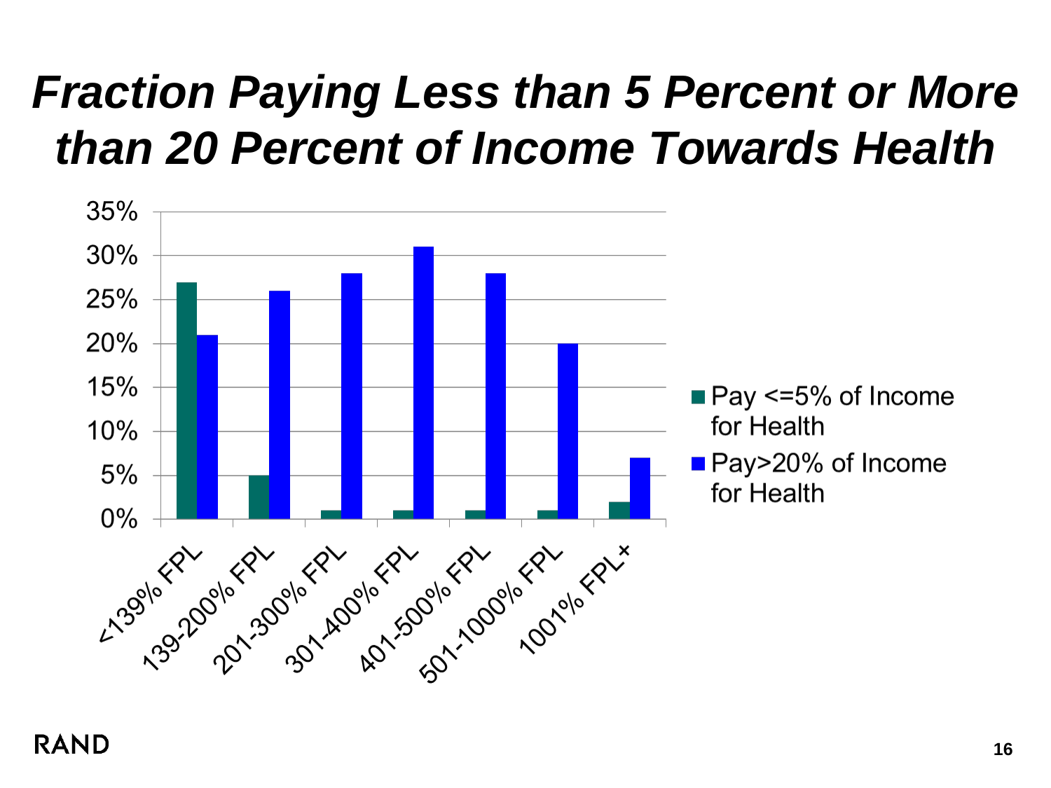# Fraction Paying Less than 5 Percent or More than 20 Percent of Income Towards Health

| | Pay <=5% of Income for Health | Pay>20% of Income for Health |
|---|---|---|
| <139% FPL | 27% | 21% |
| 139-200% FPL | 5% | 26% |
| 201-300% FPL | 1% | 28% |
| 301-400% FPL | 1% | 31% |
| 401-500% FPL | 1% | 28% |
| 501-1000% FPL | 1% | 20% |
| 1001% FPL+ | 2% | 7% |

RAND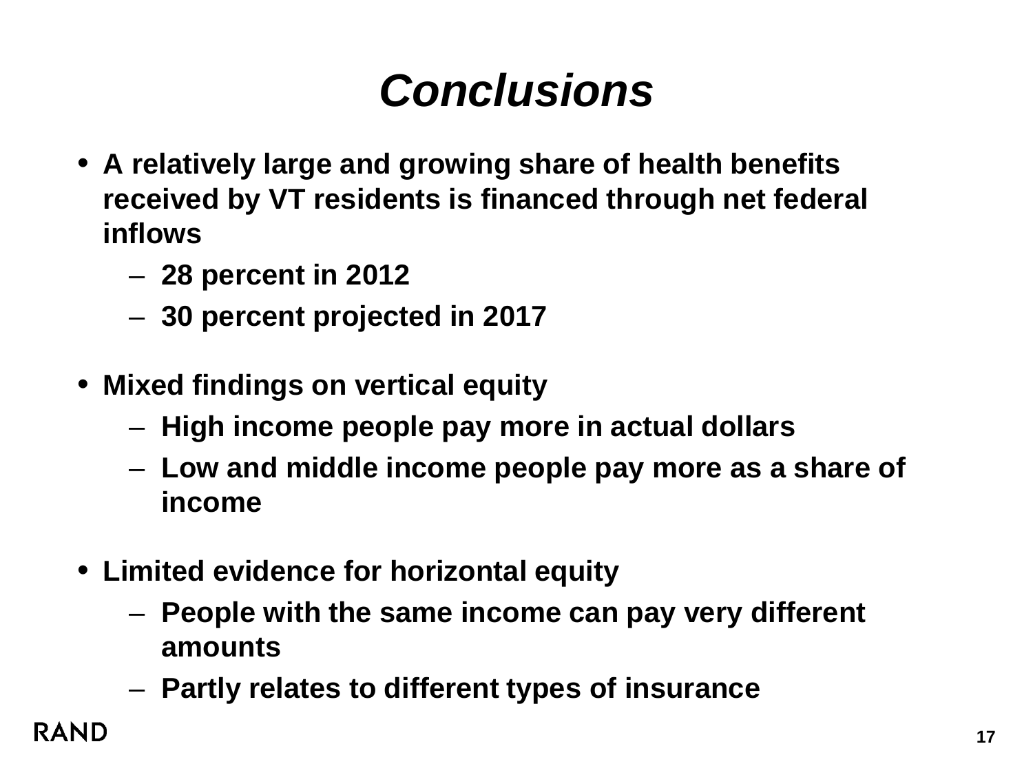# *Conclusions*

- **A relatively large and growing share of health benefits received by VT residents is financed through net federal inflows**
  - **28 percent in 2012**
  - **30 percent projected in 2017**
- **Mixed findings on vertical equity**
  - **High income people pay more in actual dollars**
  - **Low and middle income people pay more as a share of income**
- **Limited evidence for horizontal equity**
  - **People with the same income can pay very different amounts**
  - **Partly relates to different types of insurance**

RAND